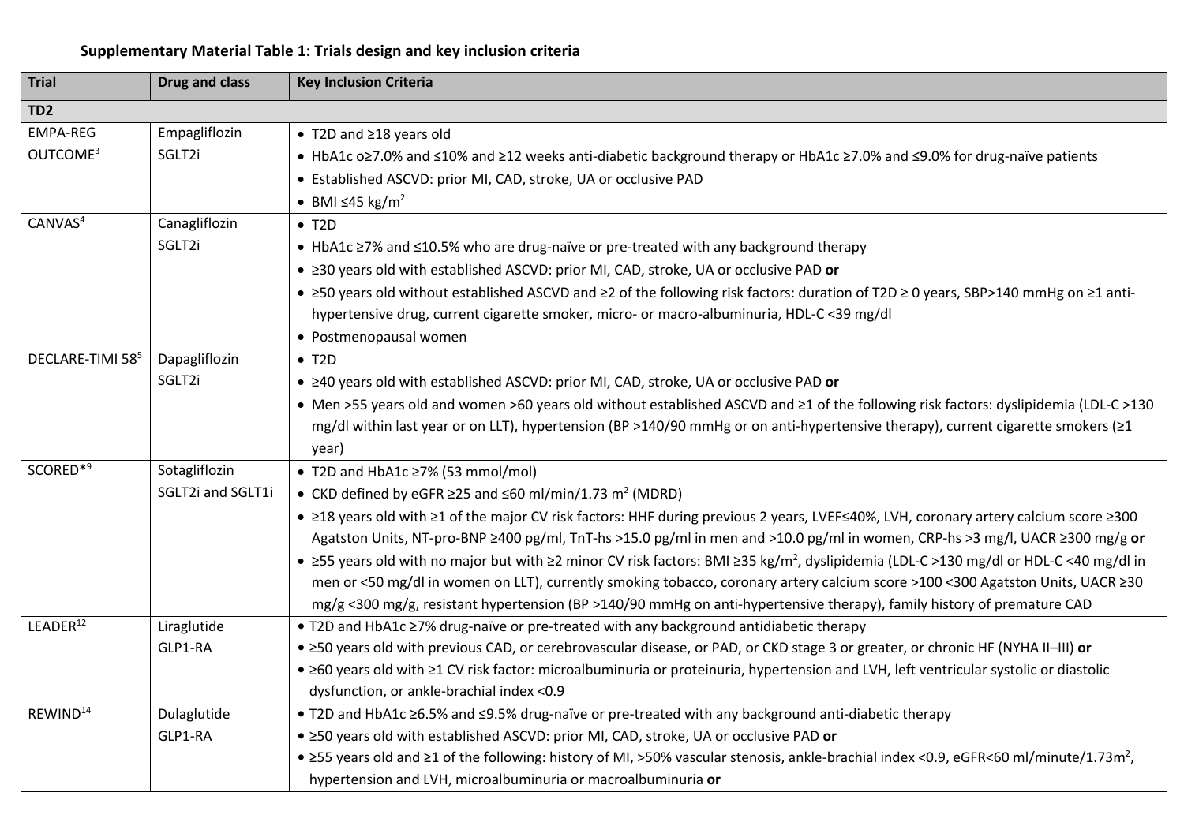**Supplementary Material Table 1: Trials design and key inclusion criteria**

| Trial | Drug and class | Key Inclusion Criteria |
|---|---|---|
| **TD2** | | |
| EMPA-REG OUTCOME[3] | Empagliflozin SGLT2i | • T2D and ≥18 years old<br>• HbA1c o≥7.0% and ≤10% and ≥12 weeks anti-diabetic background therapy or HbA1c ≥7.0% and ≤9.0% for drug-naïve patients<br>• Established ASCVD: prior MI, CAD, stroke, UA or occlusive PAD<br>• BMI ≤45 kg/m$^2$ |
| CANVAS[4] | Canagliflozin SGLT2i | • T2D<br>• HbA1c ≥7% and ≤10.5% who are drug-naïve or pre-treated with any background therapy<br>• ≥30 years old with established ASCVD: prior MI, CAD, stroke, UA or occlusive PAD **or**<br>• ≥50 years old without established ASCVD and ≥2 of the following risk factors: duration of T2D ≥ 0 years, SBP>140 mmHg on ≥1 anti-hypertensive drug, current cigarette smoker, micro- or macro-albuminuria, HDL-C <39 mg/dl<br>• Postmenopausal women |
| DECLARE-TIMI 58[5] | Dapagliflozin SGLT2i | • T2D<br>• ≥40 years old with established ASCVD: prior MI, CAD, stroke, UA or occlusive PAD **or**<br>• Men >55 years old and women >60 years old without established ASCVD and ≥1 of the following risk factors: dyslipidemia (LDL-C >130 mg/dl within last year or on LLT), hypertension (BP >140/90 mmHg or on anti-hypertensive therapy), current cigarette smokers (≥1 year) |
| SCORED*[9] | Sotagliflozin SGLT2i and SGLT1i | • T2D and HbA1c ≥7% (53 mmol/mol)<br>• CKD defined by eGFR ≥25 and ≤60 ml/min/1.73 m$^2$ (MDRD)<br>• ≥18 years old with ≥1 of the major CV risk factors: HHF during previous 2 years, LVEF≤40%, LVH, coronary artery calcium score ≥300 Agatston Units, NT-pro-BNP ≥400 pg/ml, TnT-hs >15.0 pg/ml in men and >10.0 pg/ml in women, CRP-hs >3 mg/l, UACR ≥300 mg/g **or**<br>• ≥55 years old with no major but with ≥2 minor CV risk factors: BMI ≥35 kg/m$^2$, dyslipidemia (LDL-C >130 mg/dl or HDL-C <40 mg/dl in men or <50 mg/dl in women on LLT), currently smoking tobacco, coronary artery calcium score >100 <300 Agatston Units, UACR ≥30 mg/g <300 mg/g, resistant hypertension (BP >140/90 mmHg on anti-hypertensive therapy), family history of premature CAD |
| LEADER[12] | Liraglutide GLP1-RA | • T2D and HbA1c ≥7% drug-naïve or pre-treated with any background antidiabetic therapy<br>• ≥50 years old with previous CAD, or cerebrovascular disease, or PAD, or CKD stage 3 or greater, or chronic HF (NYHA II–III) **or**<br>• ≥60 years old with ≥1 CV risk factor: microalbuminuria or proteinuria, hypertension and LVH, left ventricular systolic or diastolic dysfunction, or ankle-brachial index <0.9 |
| REWIND[14] | Dulaglutide GLP1-RA | • T2D and HbA1c ≥6.5% and ≤9.5% drug-naïve or pre-treated with any background anti-diabetic therapy<br>• ≥50 years old with established ASCVD: prior MI, CAD, stroke, UA or occlusive PAD **or**<br>• ≥55 years old and ≥1 of the following: history of MI, >50% vascular stenosis, ankle-brachial index <0.9, eGFR<60 ml/minute/1.73m$^2$, hypertension and LVH, microalbuminuria or macroalbuminuria **or** |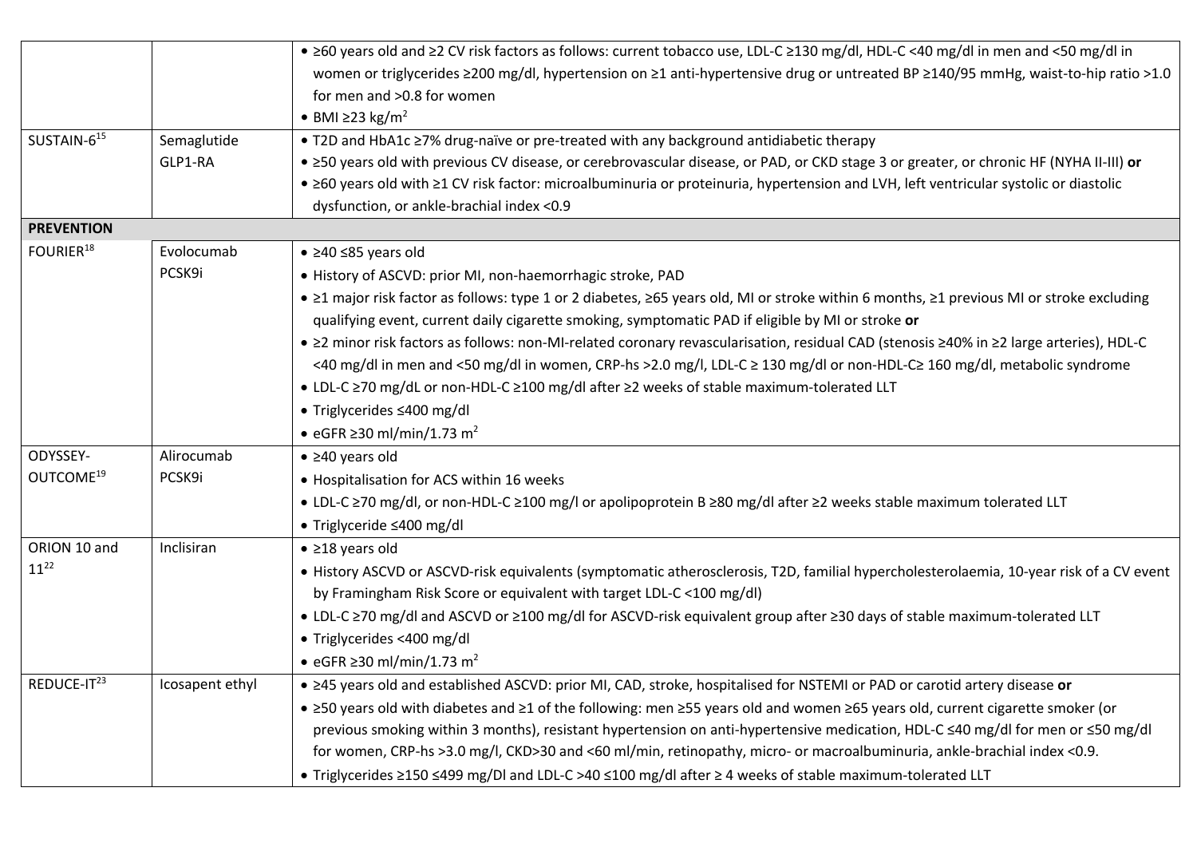| | | |
|---|---|---|
| | | • ≥60 years old and ≥2 CV risk factors as follows: current tobacco use, LDL-C ≥130 mg/dl, HDL-C <40 mg/dl in men and <50 mg/dl in women or triglycerides ≥200 mg/dl, hypertension on ≥1 anti-hypertensive drug or untreated BP ≥140/95 mmHg, waist-to-hip ratio >1.0 for men and >0.8 for women<br>• BMI ≥23 kg/m$^2$ |
| SUSTAIN-6[15] | Semaglutide<br>GLP1-RA | • T2D and HbA1c ≥7% drug-naïve or pre-treated with any background antidiabetic therapy<br>• ≥50 years old with previous CV disease, or cerebrovascular disease, or PAD, or CKD stage 3 or greater, or chronic HF (NYHA II-III) **or**<br>• ≥60 years old with ≥1 CV risk factor: microalbuminuria or proteinuria, hypertension and LVH, left ventricular systolic or diastolic dysfunction, or ankle-brachial index <0.9 |
| **PREVENTION** | | |
| FOURIER[18] | Evolocumab<br>PCSK9i | • ≥40 ≤85 years old<br>• History of ASCVD: prior MI, non-haemorrhagic stroke, PAD<br>• ≥1 major risk factor as follows: type 1 or 2 diabetes, ≥65 years old, MI or stroke within 6 months, ≥1 previous MI or stroke excluding qualifying event, current daily cigarette smoking, symptomatic PAD if eligible by MI or stroke **or**<br>• ≥2 minor risk factors as follows: non-MI-related coronary revascularisation, residual CAD (stenosis ≥40% in ≥2 large arteries), HDL-C <40 mg/dl in men and <50 mg/dl in women, CRP-hs >2.0 mg/l, LDL-C ≥ 130 mg/dl or non-HDL-C≥ 160 mg/dl, metabolic syndrome<br>• LDL-C ≥70 mg/dL or non-HDL-C ≥100 mg/dl after ≥2 weeks of stable maximum-tolerated LLT<br>• Triglycerides ≤400 mg/dl<br>• eGFR ≥30 ml/min/1.73 m$^2$ |
| ODYSSEY-OUTCOME[19] | Alirocumab<br>PCSK9i | • ≥40 years old<br>• Hospitalisation for ACS within 16 weeks<br>• LDL-C ≥70 mg/dl, or non-HDL-C ≥100 mg/l or apolipoprotein B ≥80 mg/dl after ≥2 weeks stable maximum tolerated LLT<br>• Triglyceride ≤400 mg/dl |
| ORION 10 and 11[22] | Inclisiran | • ≥18 years old<br>• History ASCVD or ASCVD-risk equivalents (symptomatic atherosclerosis, T2D, familial hypercholesterolaemia, 10-year risk of a CV event by Framingham Risk Score or equivalent with target LDL-C <100 mg/dl)<br>• LDL-C ≥70 mg/dl and ASCVD or ≥100 mg/dl for ASCVD-risk equivalent group after ≥30 days of stable maximum-tolerated LLT<br>• Triglycerides <400 mg/dl<br>• eGFR ≥30 ml/min/1.73 m$^2$ |
| REDUCE-IT[23] | Icosapent ethyl | • ≥45 years old and established ASCVD: prior MI, CAD, stroke, hospitalised for NSTEMI or PAD or carotid artery disease **or**<br>• ≥50 years old with diabetes and ≥1 of the following: men ≥55 years old and women ≥65 years old, current cigarette smoker (or previous smoking within 3 months), resistant hypertension on anti-hypertensive medication, HDL-C ≤40 mg/dl for men or ≤50 mg/dl for women, CRP-hs >3.0 mg/l, CKD>30 and <60 ml/min, retinopathy, micro- or macroalbuminuria, ankle-brachial index <0.9.<br>• Triglycerides ≥150 ≤499 mg/Dl and LDL-C >40 ≤100 mg/dl after ≥ 4 weeks of stable maximum-tolerated LLT |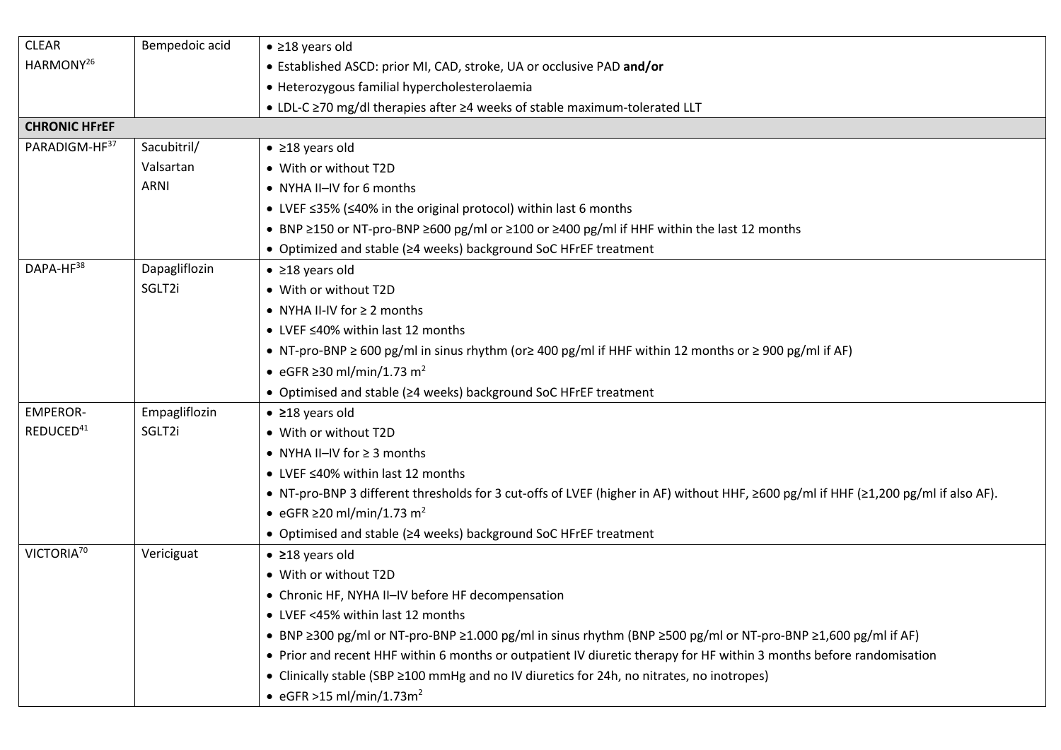| | | |
|---|---|---|
| CLEAR HARMONY[26] | Bempedoic acid | • ≥18 years old<br>• Established ASCD: prior MI, CAD, stroke, UA or occlusive PAD **and/or**<br>• Heterozygous familial hypercholesterolaemia<br>• LDL-C ≥70 mg/dl therapies after ≥4 weeks of stable maximum-tolerated LLT |
| **CHRONIC HFrEF** | | |
| PARADIGM-HF[37] | Sacubitril/ Valsartan ARNI | • ≥18 years old<br>• With or without T2D<br>• NYHA II–IV for 6 months<br>• LVEF ≤35% (≤40% in the original protocol) within last 6 months<br>• BNP ≥150 or NT-pro-BNP ≥600 pg/ml or ≥100 or ≥400 pg/ml if HHF within the last 12 months<br>• Optimized and stable (≥4 weeks) background SoC HFrEF treatment |
| DAPA-HF[38] | Dapagliflozin SGLT2i | • ≥18 years old<br>• With or without T2D<br>• NYHA II-IV for ≥ 2 months<br>• LVEF ≤40% within last 12 months<br>• NT-pro-BNP ≥ 600 pg/ml in sinus rhythm (or≥ 400 pg/ml if HHF within 12 months or ≥ 900 pg/ml if AF)<br>• eGFR ≥30 ml/min/1.73 $m^2$<br>• Optimised and stable (≥4 weeks) background SoC HFrEF treatment |
| EMPEROR-REDUCED[41] | Empagliflozin SGLT2i | • **≥**18 years old<br>• With or without T2D<br>• NYHA II–IV for ≥ 3 months<br>• LVEF ≤40% within last 12 months<br>• NT-pro-BNP 3 different thresholds for 3 cut-offs of LVEF (higher in AF) without HHF, ≥600 pg/ml if HHF (≥1,200 pg/ml if also AF).<br>• eGFR ≥20 ml/min/1.73 $m^2$<br>• Optimised and stable (≥4 weeks) background SoC HFrEF treatment |
| VICTORIA[70] | Vericiguat | • **≥**18 years old<br>• With or without T2D<br>• Chronic HF, NYHA II–IV before HF decompensation<br>• LVEF <45% within last 12 months<br>• BNP ≥300 pg/ml or NT-pro-BNP ≥1.000 pg/ml in sinus rhythm (BNP ≥500 pg/ml or NT-pro-BNP ≥1,600 pg/ml if AF)<br>• Prior and recent HHF within 6 months or outpatient IV diuretic therapy for HF within 3 months before randomisation<br>• Clinically stable (SBP ≥100 mmHg and no IV diuretics for 24h, no nitrates, no inotropes)<br>• eGFR >15 ml/min/1.73$m^2$ |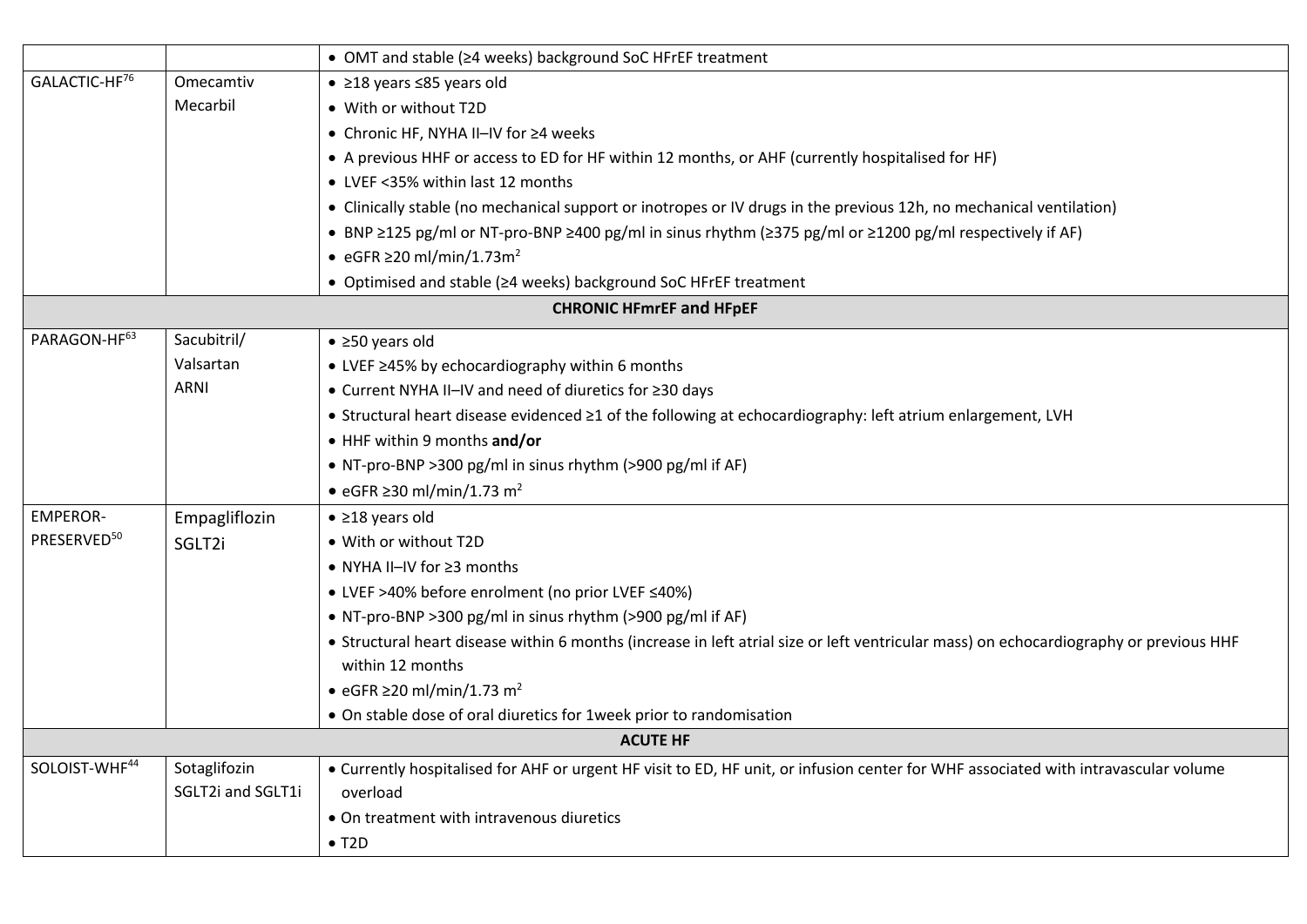| | | |
|---|---|---|
| | | • OMT and stable (≥4 weeks) background SoC HFrEF treatment |
| GALACTIC-HF[76] | Omecamtiv Mecarbil | • ≥18 years ≤85 years old<br>• With or without T2D<br>• Chronic HF, NYHA II–IV for ≥4 weeks<br>• A previous HHF or access to ED for HF within 12 months, or AHF (currently hospitalised for HF)<br>• LVEF <35% within last 12 months<br>• Clinically stable (no mechanical support or inotropes or IV drugs in the previous 12h, no mechanical ventilation)<br>• BNP ≥125 pg/ml or NT-pro-BNP ≥400 pg/ml in sinus rhythm (≥375 pg/ml or ≥1200 pg/ml respectively if AF)<br>• eGFR ≥20 ml/min/1.73m$^2$<br>• Optimised and stable (≥4 weeks) background SoC HFrEF treatment |
| **CHRONIC HFmrEF and HFpEF** | | |
| PARAGON-HF[63] | Sacubitril/ Valsartan ARNI | • ≥50 years old<br>• LVEF ≥45% by echocardiography within 6 months<br>• Current NYHA II–IV and need of diuretics for ≥30 days<br>• Structural heart disease evidenced ≥1 of the following at echocardiography: left atrium enlargement, LVH<br>• HHF within 9 months **and/or**<br>• NT-pro-BNP >300 pg/ml in sinus rhythm (>900 pg/ml if AF)<br>• eGFR ≥30 ml/min/1.73 m$^2$ |
| EMPEROR-PRESERVED[50] | Empagliflozin SGLT2i | • ≥18 years old<br>• With or without T2D<br>• NYHA II–IV for ≥3 months<br>• LVEF >40% before enrolment (no prior LVEF ≤40%)<br>• NT-pro-BNP >300 pg/ml in sinus rhythm (>900 pg/ml if AF)<br>• Structural heart disease within 6 months (increase in left atrial size or left ventricular mass) on echocardiography or previous HHF within 12 months<br>• eGFR ≥20 ml/min/1.73 m$^2$<br>• On stable dose of oral diuretics for 1week prior to randomisation |
| **ACUTE HF** | | |
| SOLOIST-WHF[44] | Sotaglifozin SGLT2i and SGLT1i | • Currently hospitalised for AHF or urgent HF visit to ED, HF unit, or infusion center for WHF associated with intravascular volume overload<br>• On treatment with intravenous diuretics<br>• T2D |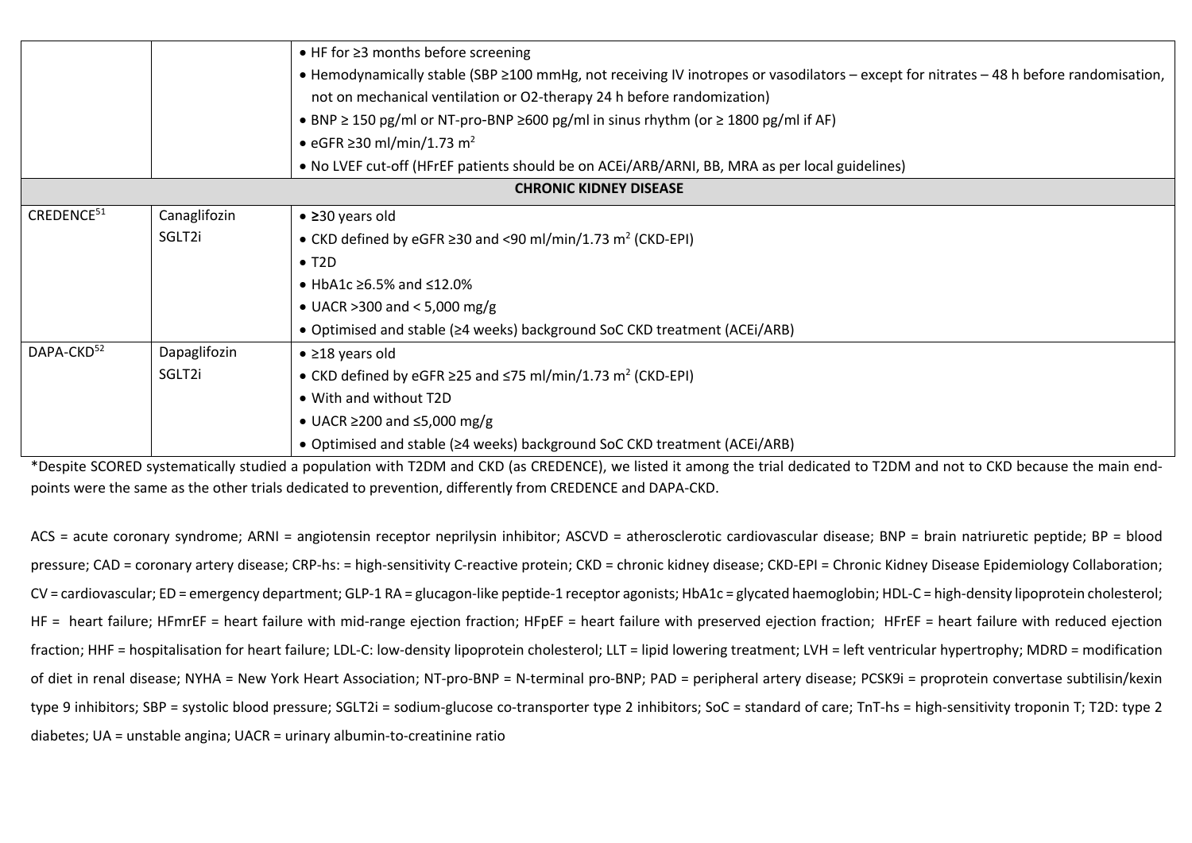| | | |
|---|---|---|
| | | • HF for ≥3 months before screening<br>• Hemodynamically stable (SBP ≥100 mmHg, not receiving IV inotropes or vasodilators – except for nitrates – 48 h before randomisation, not on mechanical ventilation or O2-therapy 24 h before randomization)<br>• BNP ≥ 150 pg/ml or NT-pro-BNP ≥600 pg/ml in sinus rhythm (or ≥ 1800 pg/ml if AF)<br>• eGFR ≥30 ml/min/1.73 $m^2$<br>• No LVEF cut-off (HFrEF patients should be on ACEi/ARB/ARNI, BB, MRA as per local guidelines) |
| | | **CHRONIC KIDNEY DISEASE** |
| CREDENCE[51] | Canagliflozin SGLT2i | • **≥**30 years old<br>• CKD defined by eGFR ≥30 and <90 ml/min/1.73 $m^2$ (CKD-EPI)<br>• T2D<br>• HbA1c ≥6.5% and ≤12.0%<br>• UACR >300 and < 5,000 mg/g<br>• Optimised and stable (≥4 weeks) background SoC CKD treatment (ACEi/ARB) |
| DAPA-CKD[52] | Dapagliflozin SGLT2i | • ≥18 years old<br>• CKD defined by eGFR ≥25 and ≤75 ml/min/1.73 $m^2$ (CKD-EPI)<br>• With and without T2D<br>• UACR ≥200 and ≤5,000 mg/g<br>• Optimised and stable (≥4 weeks) background SoC CKD treatment (ACEi/ARB) |

*Despite SCORED systematically studied a population with T2DM and CKD (as CREDENCE), we listed it among the trial dedicated to T2DM and not to CKD because the main end-points were the same as the other trials dedicated to prevention, differently from CREDENCE and DAPA-CKD.

ACS = acute coronary syndrome; ARNI = angiotensin receptor neprilysin inhibitor; ASCVD = atherosclerotic cardiovascular disease; BNP = brain natriuretic peptide; BP = blood pressure; CAD = coronary artery disease; CRP-hs: = high-sensitivity C-reactive protein; CKD = chronic kidney disease; CKD-EPI = Chronic Kidney Disease Epidemiology Collaboration; CV = cardiovascular; ED = emergency department; GLP-1 RA = glucagon-like peptide-1 receptor agonists; HbA1c = glycated haemoglobin; HDL-C = high-density lipoprotein cholesterol; HF = heart failure; HFmrEF = heart failure with mid-range ejection fraction; HFpEF = heart failure with preserved ejection fraction; HFrEF = heart failure with reduced ejection fraction; HHF = hospitalisation for heart failure; LDL-C: low-density lipoprotein cholesterol; LLT = lipid lowering treatment; LVH = left ventricular hypertrophy; MDRD = modification of diet in renal disease; NYHA = New York Heart Association; NT-pro-BNP = N-terminal pro-BNP; PAD = peripheral artery disease; PCSK9i = proprotein convertase subtilisin/kexin type 9 inhibitors; SBP = systolic blood pressure; SGLT2i = sodium-glucose co-transporter type 2 inhibitors; SoC = standard of care; TnT-hs = high-sensitivity troponin T; T2D: type 2 diabetes; UA = unstable angina; UACR = urinary albumin-to-creatinine ratio